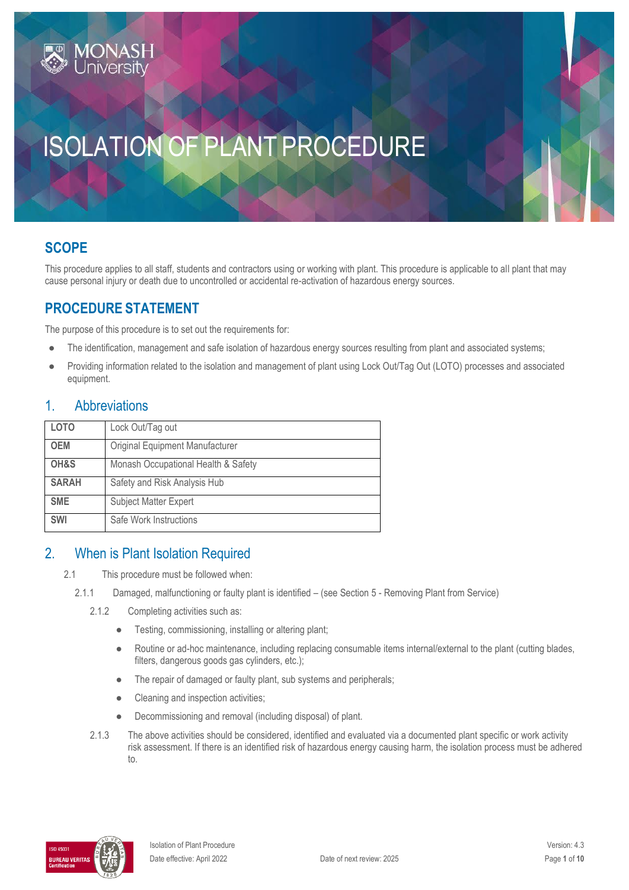# ISOLATION OF PLANT PROCEDURE

## SCOPE

This procedure applies to all staff, students and contractors using or working with plant. This procedure is applicable to all plant that may cause personal injury or death due to uncontrolled or accidental re-activation of hazardous energy sources.

## PROCEDURE STATEMENT

The purpose of this procedure is to set out the requirements for:

- The identification, management and safe isolation of hazardous energy sources resulting from plant and associated systems;
- Providing information related to the isolation and management of plant using Lock Out/Tag Out (LOTO) processes and associated equipment.

## 1. Abbreviations

| | |
|---|---|
| **LOTO** | Lock Out/Tag out |
| **OEM** | Original Equipment Manufacturer |
| **OH&S** | Monash Occupational Health & Safety |
| **SARAH** | Safety and Risk Analysis Hub |
| **SME** | Subject Matter Expert |
| **SWI** | Safe Work Instructions |

## 2. When is Plant Isolation Required

2.1 This procedure must be followed when:

2.1.1 Damaged, malfunctioning or faulty plant is identified – (see Section 5 - Removing Plant from Service)

2.1.2 Completing activities such as:

- Testing, commissioning, installing or altering plant;
- Routine or ad-hoc maintenance, including replacing consumable items internal/external to the plant (cutting blades, filters, dangerous goods gas cylinders, etc.);
- The repair of damaged or faulty plant, sub systems and peripherals;
- Cleaning and inspection activities;
- Decommissioning and removal (including disposal) of plant.

2.1.3 The above activities should be considered, identified and evaluated via a documented plant specific or work activity risk assessment. If there is an identified risk of hazardous energy causing harm, the isolation process must be adhered to.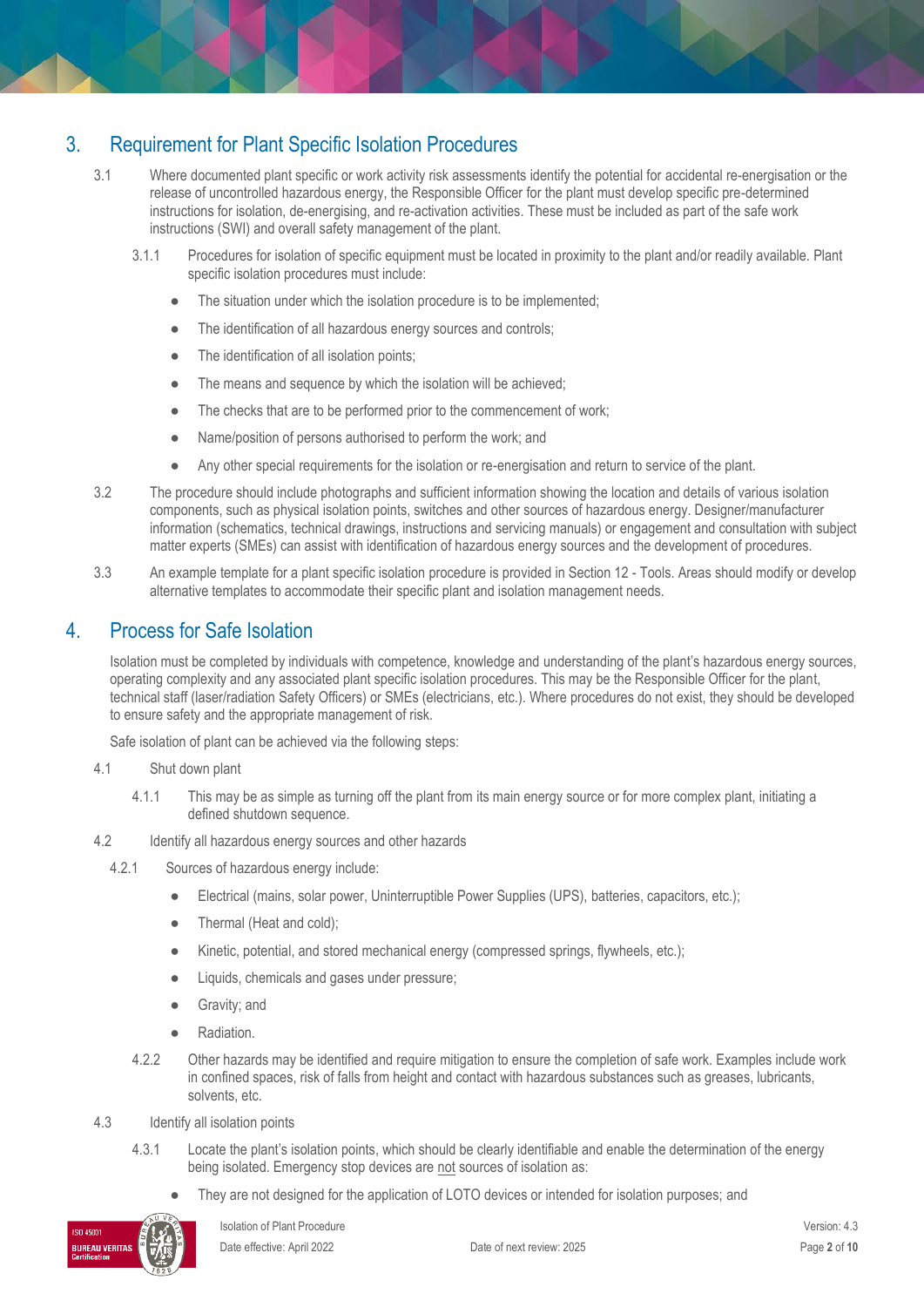## 3. Requirement for Plant Specific Isolation Procedures

3.1 Where documented plant specific or work activity risk assessments identify the potential for accidental re-energisation or the release of uncontrolled hazardous energy, the Responsible Officer for the plant must develop specific pre-determined instructions for isolation, de-energising, and re-activation activities. These must be included as part of the safe work instructions (SWI) and overall safety management of the plant.

3.1.1 Procedures for isolation of specific equipment must be located in proximity to the plant and/or readily available. Plant specific isolation procedures must include:

- The situation under which the isolation procedure is to be implemented;
- The identification of all hazardous energy sources and controls;
- The identification of all isolation points;
- The means and sequence by which the isolation will be achieved;
- The checks that are to be performed prior to the commencement of work;
- Name/position of persons authorised to perform the work; and
- Any other special requirements for the isolation or re-energisation and return to service of the plant.

3.2 The procedure should include photographs and sufficient information showing the location and details of various isolation components, such as physical isolation points, switches and other sources of hazardous energy. Designer/manufacturer information (schematics, technical drawings, instructions and servicing manuals) or engagement and consultation with subject matter experts (SMEs) can assist with identification of hazardous energy sources and the development of procedures.

3.3 An example template for a plant specific isolation procedure is provided in Section 12 - Tools. Areas should modify or develop alternative templates to accommodate their specific plant and isolation management needs.

## 4. Process for Safe Isolation

Isolation must be completed by individuals with competence, knowledge and understanding of the plant's hazardous energy sources, operating complexity and any associated plant specific isolation procedures. This may be the Responsible Officer for the plant, technical staff (laser/radiation Safety Officers) or SMEs (electricians, etc.). Where procedures do not exist, they should be developed to ensure safety and the appropriate management of risk.

Safe isolation of plant can be achieved via the following steps:

4.1 Shut down plant

4.1.1 This may be as simple as turning off the plant from its main energy source or for more complex plant, initiating a defined shutdown sequence.

4.2 Identify all hazardous energy sources and other hazards

4.2.1 Sources of hazardous energy include:

- Electrical (mains, solar power, Uninterruptible Power Supplies (UPS), batteries, capacitors, etc.);
- Thermal (Heat and cold);
- Kinetic, potential, and stored mechanical energy (compressed springs, flywheels, etc.);
- Liquids, chemicals and gases under pressure;
- Gravity; and
- Radiation.

4.2.2 Other hazards may be identified and require mitigation to ensure the completion of safe work. Examples include work in confined spaces, risk of falls from height and contact with hazardous substances such as greases, lubricants, solvents, etc.

4.3 Identify all isolation points

4.3.1 Locate the plant's isolation points, which should be clearly identifiable and enable the determination of the energy being isolated. Emergency stop devices are <u>not</u> sources of isolation as:

- They are not designed for the application of LOTO devices or intended for isolation purposes; and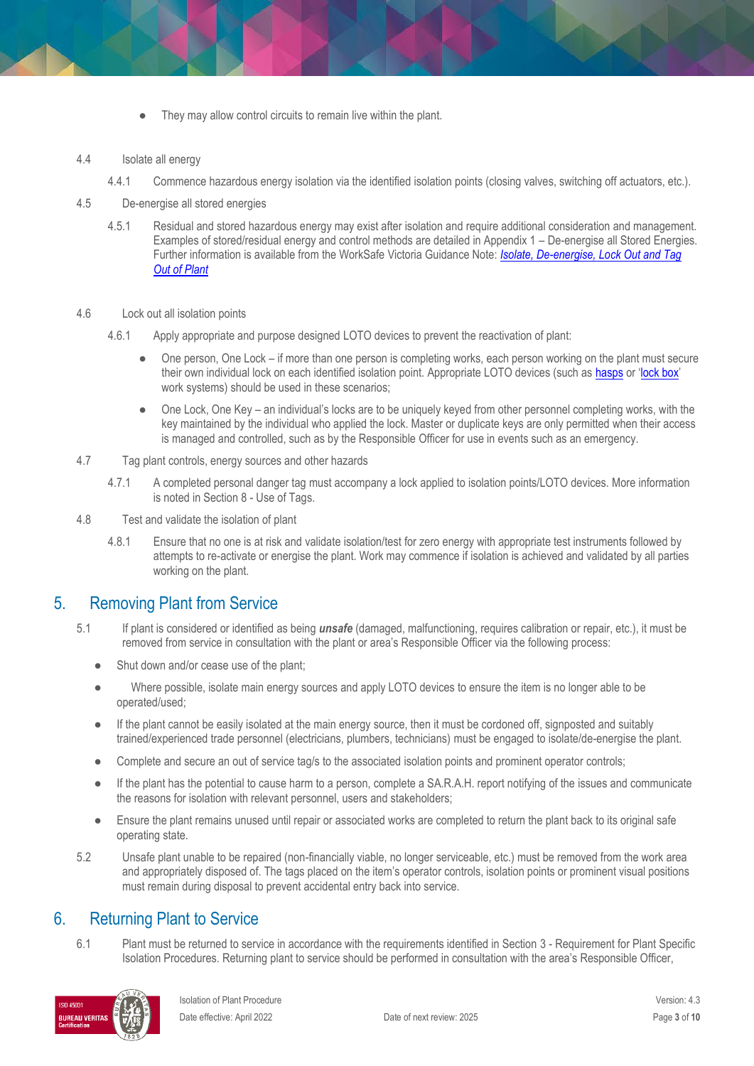- They may allow control circuits to remain live within the plant.

4.4 Isolate all energy

4.4.1 Commence hazardous energy isolation via the identified isolation points (closing valves, switching off actuators, etc.).

4.5 De-energise all stored energies

4.5.1 Residual and stored hazardous energy may exist after isolation and require additional consideration and management. Examples of stored/residual energy and control methods are detailed in Appendix 1 – De-energise all Stored Energies. Further information is available from the WorkSafe Victoria Guidance Note: *Isolate, De-energise, Lock Out and Tag Out of Plant*

4.6 Lock out all isolation points

4.6.1 Apply appropriate and purpose designed LOTO devices to prevent the reactivation of plant:

- One person, One Lock – if more than one person is completing works, each person working on the plant must secure their own individual lock on each identified isolation point. Appropriate LOTO devices (such as hasps or 'lock box' work systems) should be used in these scenarios;
- One Lock, One Key – an individual's locks are to be uniquely keyed from other personnel completing works, with the key maintained by the individual who applied the lock. Master or duplicate keys are only permitted when their access is managed and controlled, such as by the Responsible Officer for use in events such as an emergency.

4.7 Tag plant controls, energy sources and other hazards

4.7.1 A completed personal danger tag must accompany a lock applied to isolation points/LOTO devices. More information is noted in Section 8 - Use of Tags.

4.8 Test and validate the isolation of plant

4.8.1 Ensure that no one is at risk and validate isolation/test for zero energy with appropriate test instruments followed by attempts to re-activate or energise the plant. Work may commence if isolation is achieved and validated by all parties working on the plant.

## 5. Removing Plant from Service

5.1 If plant is considered or identified as being ***unsafe*** (damaged, malfunctioning, requires calibration or repair, etc.), it must be removed from service in consultation with the plant or area's Responsible Officer via the following process:

- Shut down and/or cease use of the plant;
- Where possible, isolate main energy sources and apply LOTO devices to ensure the item is no longer able to be operated/used;
- If the plant cannot be easily isolated at the main energy source, then it must be cordoned off, signposted and suitably trained/experienced trade personnel (electricians, plumbers, technicians) must be engaged to isolate/de-energise the plant.
- Complete and secure an out of service tag/s to the associated isolation points and prominent operator controls;
- If the plant has the potential to cause harm to a person, complete a S.A.R.A.H. report notifying of the issues and communicate the reasons for isolation with relevant personnel, users and stakeholders;
- Ensure the plant remains unused until repair or associated works are completed to return the plant back to its original safe operating state.

5.2 Unsafe plant unable to be repaired (non-financially viable, no longer serviceable, etc.) must be removed from the work area and appropriately disposed of. The tags placed on the item's operator controls, isolation points or prominent visual positions must remain during disposal to prevent accidental entry back into service.

## 6. Returning Plant to Service

6.1 Plant must be returned to service in accordance with the requirements identified in Section 3 - Requirement for Plant Specific Isolation Procedures. Returning plant to service should be performed in consultation with the area's Responsible Officer,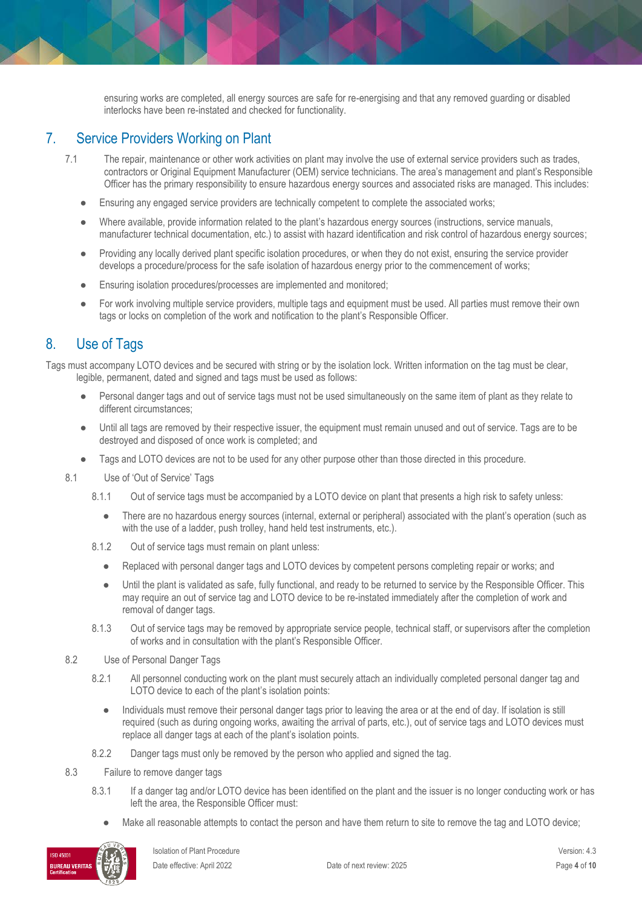ensuring works are completed, all energy sources are safe for re-energising and that any removed guarding or disabled interlocks have been re-instated and checked for functionality.

## 7. Service Providers Working on Plant

7.1 The repair, maintenance or other work activities on plant may involve the use of external service providers such as trades, contractors or Original Equipment Manufacturer (OEM) service technicians. The area's management and plant's Responsible Officer has the primary responsibility to ensure hazardous energy sources and associated risks are managed. This includes:

- Ensuring any engaged service providers are technically competent to complete the associated works;
- Where available, provide information related to the plant's hazardous energy sources (instructions, service manuals, manufacturer technical documentation, etc.) to assist with hazard identification and risk control of hazardous energy sources;
- Providing any locally derived plant specific isolation procedures, or when they do not exist, ensuring the service provider develops a procedure/process for the safe isolation of hazardous energy prior to the commencement of works;
- Ensuring isolation procedures/processes are implemented and monitored;
- For work involving multiple service providers, multiple tags and equipment must be used. All parties must remove their own tags or locks on completion of the work and notification to the plant's Responsible Officer.

## 8. Use of Tags

Tags must accompany LOTO devices and be secured with string or by the isolation lock. Written information on the tag must be clear, legible, permanent, dated and signed and tags must be used as follows:

- Personal danger tags and out of service tags must not be used simultaneously on the same item of plant as they relate to different circumstances;
- Until all tags are removed by their respective issuer, the equipment must remain unused and out of service. Tags are to be destroyed and disposed of once work is completed; and
- Tags and LOTO devices are not to be used for any other purpose other than those directed in this procedure.

8.1 Use of 'Out of Service' Tags

8.1.1 Out of service tags must be accompanied by a LOTO device on plant that presents a high risk to safety unless:

- There are no hazardous energy sources (internal, external or peripheral) associated with the plant's operation (such as with the use of a ladder, push trolley, hand held test instruments, etc.).

8.1.2 Out of service tags must remain on plant unless:

- Replaced with personal danger tags and LOTO devices by competent persons completing repair or works; and
- Until the plant is validated as safe, fully functional, and ready to be returned to service by the Responsible Officer. This may require an out of service tag and LOTO device to be re-instated immediately after the completion of work and removal of danger tags.

8.1.3 Out of service tags may be removed by appropriate service people, technical staff, or supervisors after the completion of works and in consultation with the plant's Responsible Officer.

8.2 Use of Personal Danger Tags

8.2.1 All personnel conducting work on the plant must securely attach an individually completed personal danger tag and LOTO device to each of the plant's isolation points:

- Individuals must remove their personal danger tags prior to leaving the area or at the end of day. If isolation is still required (such as during ongoing works, awaiting the arrival of parts, etc.), out of service tags and LOTO devices must replace all danger tags at each of the plant's isolation points.

8.2.2 Danger tags must only be removed by the person who applied and signed the tag.

8.3 Failure to remove danger tags

8.3.1 If a danger tag and/or LOTO device has been identified on the plant and the issuer is no longer conducting work or has left the area, the Responsible Officer must:

- Make all reasonable attempts to contact the person and have them return to site to remove the tag and LOTO device;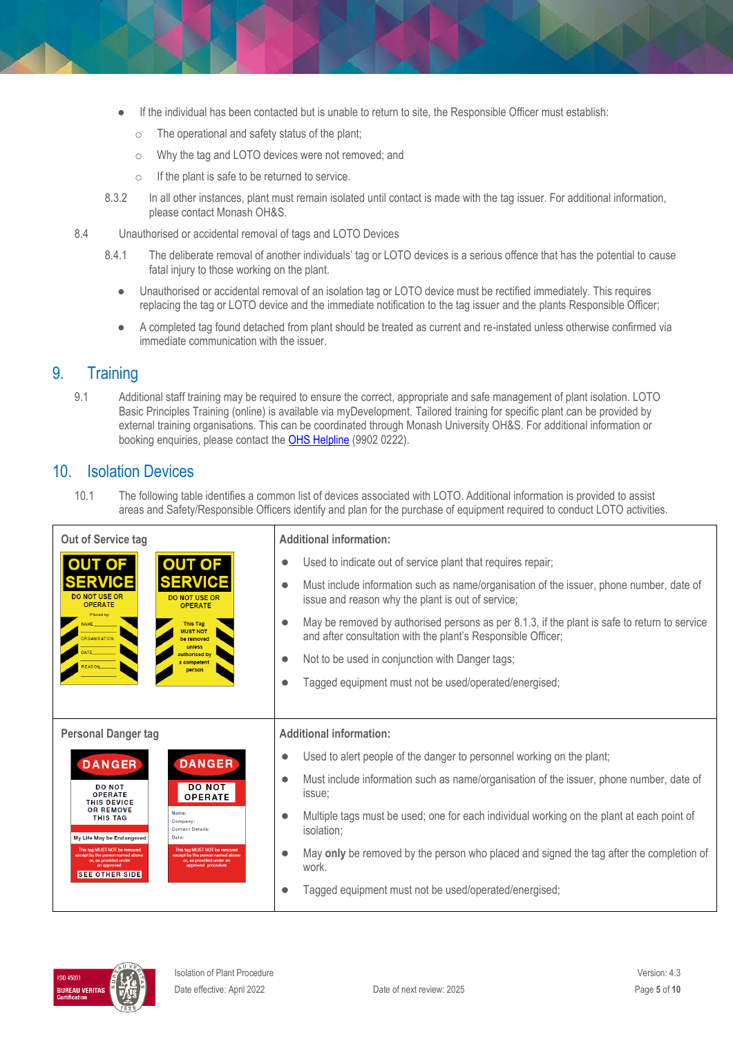- If the individual has been contacted but is unable to return to site, the Responsible Officer must establish:
  - The operational and safety status of the plant;
  - Why the tag and LOTO devices were not removed; and
  - If the plant is safe to be returned to service.

8.3.2 In all other instances, plant must remain isolated until contact is made with the tag issuer. For additional information, please contact Monash OH&S.

8.4 Unauthorised or accidental removal of tags and LOTO Devices

8.4.1 The deliberate removal of another individuals' tag or LOTO devices is a serious offence that has the potential to cause fatal injury to those working on the plant.

- Unauthorised or accidental removal of an isolation tag or LOTO device must be rectified immediately. This requires replacing the tag or LOTO device and the immediate notification to the tag issuer and the plants Responsible Officer;
- A completed tag found detached from plant should be treated as current and re-instated unless otherwise confirmed via immediate communication with the issuer.

## 9. Training

9.1 Additional staff training may be required to ensure the correct, appropriate and safe management of plant isolation. LOTO Basic Principles Training (online) is available via myDevelopment. Tailored training for specific plant can be provided by external training organisations. This can be coordinated through Monash University OH&S. For additional information or booking enquiries, please contact the OHS Helpline (9902 0222).

## 10. Isolation Devices

10.1 The following table identifies a common list of devices associated with LOTO. Additional information is provided to assist areas and Safety/Responsible Officers identify and plan for the purchase of equipment required to conduct LOTO activities.

| Out of Service tag | Additional information: |
|---|---|
| OUT OF SERVICE — DO NOT USE OR OPERATE — Placed by: NAME, ORGANISATION, DATE, REASON / OUT OF SERVICE — DO NOT USE OR OPERATE — This Tag MUST NOT be removed unless authorised by a competent person | • Used to indicate out of service plant that requires repair; <br> • Must include information such as name/organisation of the issuer, phone number, date of issue and reason why the plant is out of service; <br> • May be removed by authorised persons as per 8.1.3, if the plant is safe to return to service and after consultation with the plant's Responsible Officer; <br> • Not to be used in conjunction with Danger tags; <br> • Tagged equipment must not be used/operated/energised; |
| **Personal Danger tag** | **Additional information:** |
| DANGER — DO NOT OPERATE THIS DEVICE OR REMOVE THIS TAG — My Life May be Endangered — This tag MUST NOT be removed except by the person named above or, as provided under an approved — SEE OTHER SIDE / DANGER — DO NOT OPERATE — Name: Company: Contact Details: Date: — This tag MUST NOT be removed except by the person named above or, as provided under an approved procedure | • Used to alert people of the danger to personnel working on the plant; <br> • Must include information such as name/organisation of the issuer, phone number, date of issue; <br> • Multiple tags must be used; one for each individual working on the plant at each point of isolation; <br> • May **only** be removed by the person who placed and signed the tag after the completion of work. <br> • Tagged equipment must not be used/operated/energised; |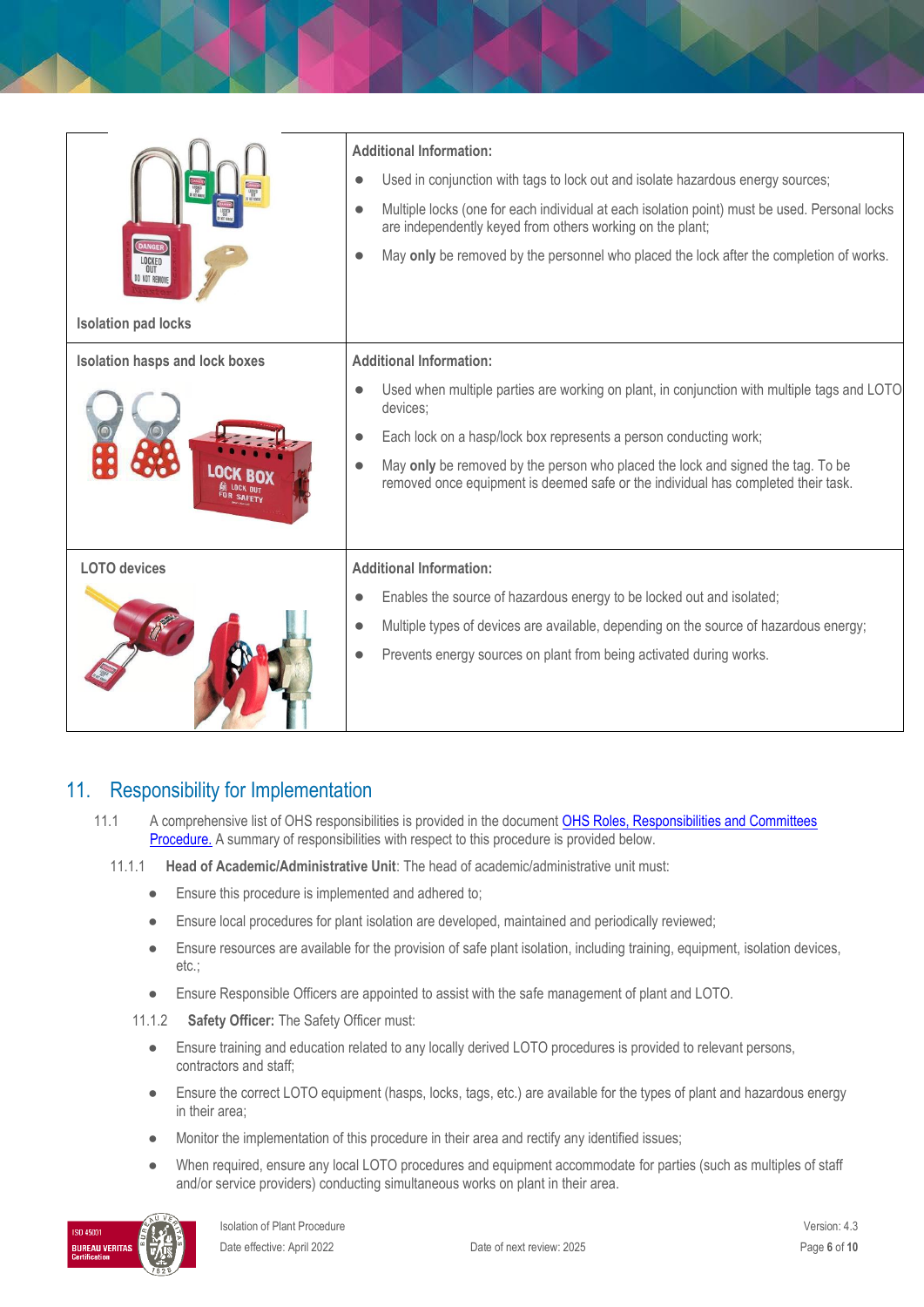| | |
|---|---|
| Isolation pad locks | **Additional Information:**<br>• Used in conjunction with tags to lock out and isolate hazardous energy sources;<br>• Multiple locks (one for each individual at each isolation point) must be used. Personal locks are independently keyed from others working on the plant;<br>• May **only** be removed by the personnel who placed the lock after the completion of works. |
| Isolation hasps and lock boxes | **Additional Information:**<br>• Used when multiple parties are working on plant, in conjunction with multiple tags and LOTO devices;<br>• Each lock on a hasp/lock box represents a person conducting work;<br>• May **only** be removed by the person who placed the lock and signed the tag. To be removed once equipment is deemed safe or the individual has completed their task. |
| LOTO devices | **Additional Information:**<br>• Enables the source of hazardous energy to be locked out and isolated;<br>• Multiple types of devices are available, depending on the source of hazardous energy;<br>• Prevents energy sources on plant from being activated during works. |

## 11. Responsibility for Implementation

11.1 A comprehensive list of OHS responsibilities is provided in the document OHS Roles, Responsibilities and Committees Procedure. A summary of responsibilities with respect to this procedure is provided below.

11.1.1 **Head of Academic/Administrative Unit**: The head of academic/administrative unit must:

- Ensure this procedure is implemented and adhered to;
- Ensure local procedures for plant isolation are developed, maintained and periodically reviewed;
- Ensure resources are available for the provision of safe plant isolation, including training, equipment, isolation devices, etc.;
- Ensure Responsible Officers are appointed to assist with the safe management of plant and LOTO.

11.1.2 **Safety Officer:** The Safety Officer must:

- Ensure training and education related to any locally derived LOTO procedures is provided to relevant persons, contractors and staff;
- Ensure the correct LOTO equipment (hasps, locks, tags, etc.) are available for the types of plant and hazardous energy in their area;
- Monitor the implementation of this procedure in their area and rectify any identified issues;
- When required, ensure any local LOTO procedures and equipment accommodate for parties (such as multiples of staff and/or service providers) conducting simultaneous works on plant in their area.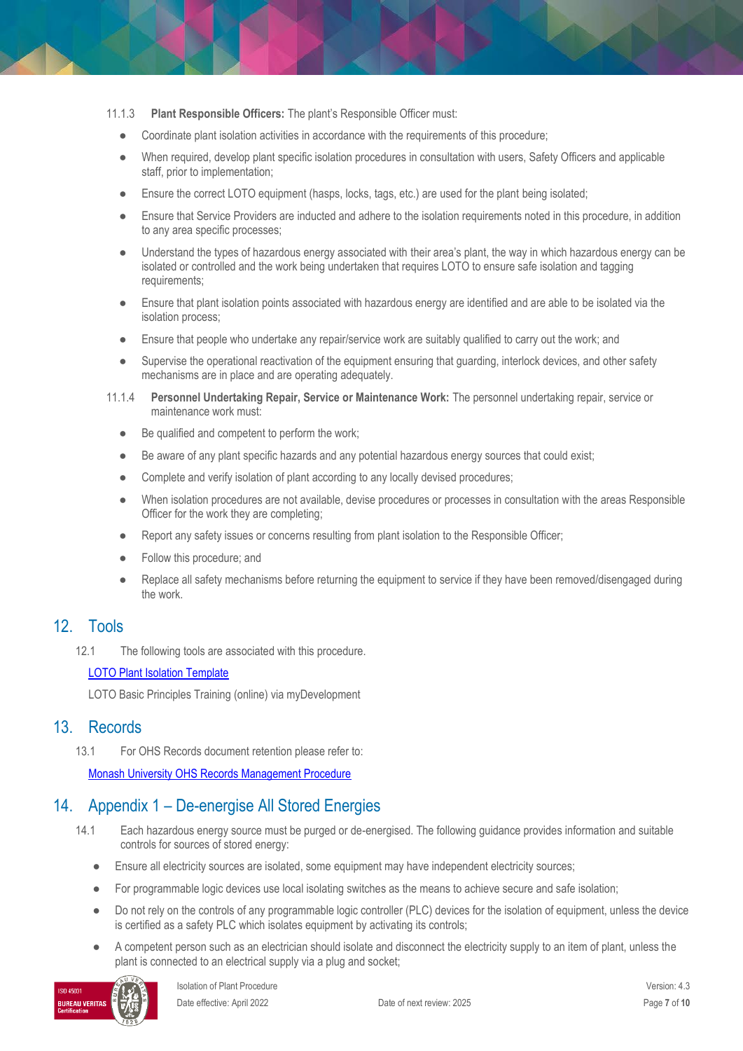11.1.3 **Plant Responsible Officers:** The plant's Responsible Officer must:

- Coordinate plant isolation activities in accordance with the requirements of this procedure;
- When required, develop plant specific isolation procedures in consultation with users, Safety Officers and applicable staff, prior to implementation;
- Ensure the correct LOTO equipment (hasps, locks, tags, etc.) are used for the plant being isolated;
- Ensure that Service Providers are inducted and adhere to the isolation requirements noted in this procedure, in addition to any area specific processes;
- Understand the types of hazardous energy associated with their area's plant, the way in which hazardous energy can be isolated or controlled and the work being undertaken that requires LOTO to ensure safe isolation and tagging requirements;
- Ensure that plant isolation points associated with hazardous energy are identified and are able to be isolated via the isolation process;
- Ensure that people who undertake any repair/service work are suitably qualified to carry out the work; and
- Supervise the operational reactivation of the equipment ensuring that guarding, interlock devices, and other safety mechanisms are in place and are operating adequately.

11.1.4 **Personnel Undertaking Repair, Service or Maintenance Work:** The personnel undertaking repair, service or maintenance work must:

- Be qualified and competent to perform the work;
- Be aware of any plant specific hazards and any potential hazardous energy sources that could exist;
- Complete and verify isolation of plant according to any locally devised procedures;
- When isolation procedures are not available, devise procedures or processes in consultation with the areas Responsible Officer for the work they are completing;
- Report any safety issues or concerns resulting from plant isolation to the Responsible Officer;
- Follow this procedure; and
- Replace all safety mechanisms before returning the equipment to service if they have been removed/disengaged during the work.

## 12. Tools

12.1 The following tools are associated with this procedure.

LOTO Plant Isolation Template

LOTO Basic Principles Training (online) via myDevelopment

## 13. Records

13.1 For OHS Records document retention please refer to:

Monash University OHS Records Management Procedure

## 14. Appendix 1 – De-energise All Stored Energies

14.1 Each hazardous energy source must be purged or de-energised. The following guidance provides information and suitable controls for sources of stored energy:

- Ensure all electricity sources are isolated, some equipment may have independent electricity sources;
- For programmable logic devices use local isolating switches as the means to achieve secure and safe isolation;
- Do not rely on the controls of any programmable logic controller (PLC) devices for the isolation of equipment, unless the device is certified as a safety PLC which isolates equipment by activating its controls;
- A competent person such as an electrician should isolate and disconnect the electricity supply to an item of plant, unless the plant is connected to an electrical supply via a plug and socket;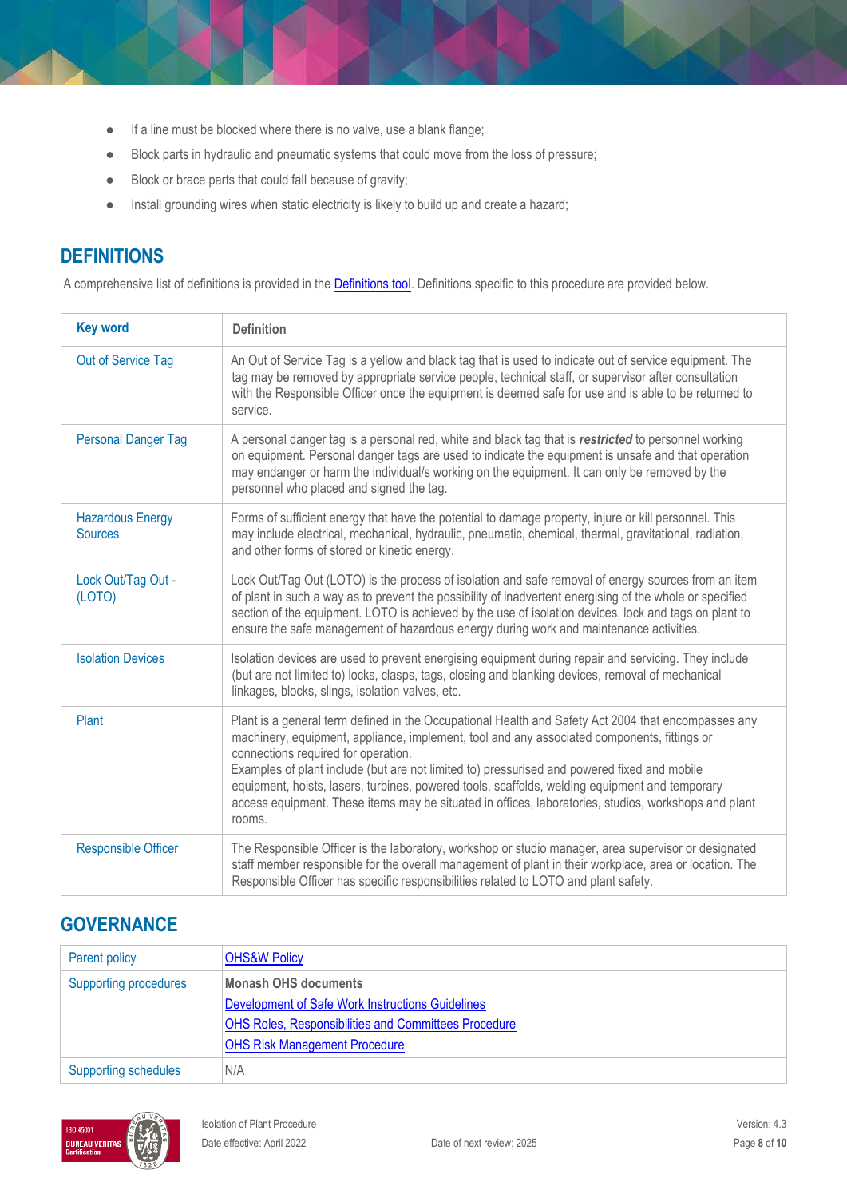- If a line must be blocked where there is no valve, use a blank flange;
- Block parts in hydraulic and pneumatic systems that could move from the loss of pressure;
- Block or brace parts that could fall because of gravity;
- Install grounding wires when static electricity is likely to build up and create a hazard;

## DEFINITIONS

A comprehensive list of definitions is provided in the Definitions tool. Definitions specific to this procedure are provided below.

| Key word | Definition |
|---|---|
| Out of Service Tag | An Out of Service Tag is a yellow and black tag that is used to indicate out of service equipment. The tag may be removed by appropriate service people, technical staff, or supervisor after consultation with the Responsible Officer once the equipment is deemed safe for use and is able to be returned to service. |
| Personal Danger Tag | A personal danger tag is a personal red, white and black tag that is ***restricted*** to personnel working on equipment. Personal danger tags are used to indicate the equipment is unsafe and that operation may endanger or harm the individual/s working on the equipment. It can only be removed by the personnel who placed and signed the tag. |
| Hazardous Energy Sources | Forms of sufficient energy that have the potential to damage property, injure or kill personnel. This may include electrical, mechanical, hydraulic, pneumatic, chemical, thermal, gravitational, radiation, and other forms of stored or kinetic energy. |
| Lock Out/Tag Out - (LOTO) | Lock Out/Tag Out (LOTO) is the process of isolation and safe removal of energy sources from an item of plant in such a way as to prevent the possibility of inadvertent energising of the whole or specified section of the equipment. LOTO is achieved by the use of isolation devices, lock and tags on plant to ensure the safe management of hazardous energy during work and maintenance activities. |
| Isolation Devices | Isolation devices are used to prevent energising equipment during repair and servicing. They include (but are not limited to) locks, clasps, tags, closing and blanking devices, removal of mechanical linkages, blocks, slings, isolation valves, etc. |
| Plant | Plant is a general term defined in the Occupational Health and Safety Act 2004 that encompasses any machinery, equipment, appliance, implement, tool and any associated components, fittings or connections required for operation.<br>Examples of plant include (but are not limited to) pressurised and powered fixed and mobile equipment, hoists, lasers, turbines, powered tools, scaffolds, welding equipment and temporary access equipment. These items may be situated in offices, laboratories, studios, workshops and plant rooms. |
| Responsible Officer | The Responsible Officer is the laboratory, workshop or studio manager, area supervisor or designated staff member responsible for the overall management of plant in their workplace, area or location. The Responsible Officer has specific responsibilities related to LOTO and plant safety. |

## GOVERNANCE

| Parent policy | OHS&W Policy |
|---|---|
| Supporting procedures | **Monash OHS documents**<br>Development of Safe Work Instructions Guidelines<br>OHS Roles, Responsibilities and Committees Procedure<br>OHS Risk Management Procedure |
| Supporting schedules | N/A |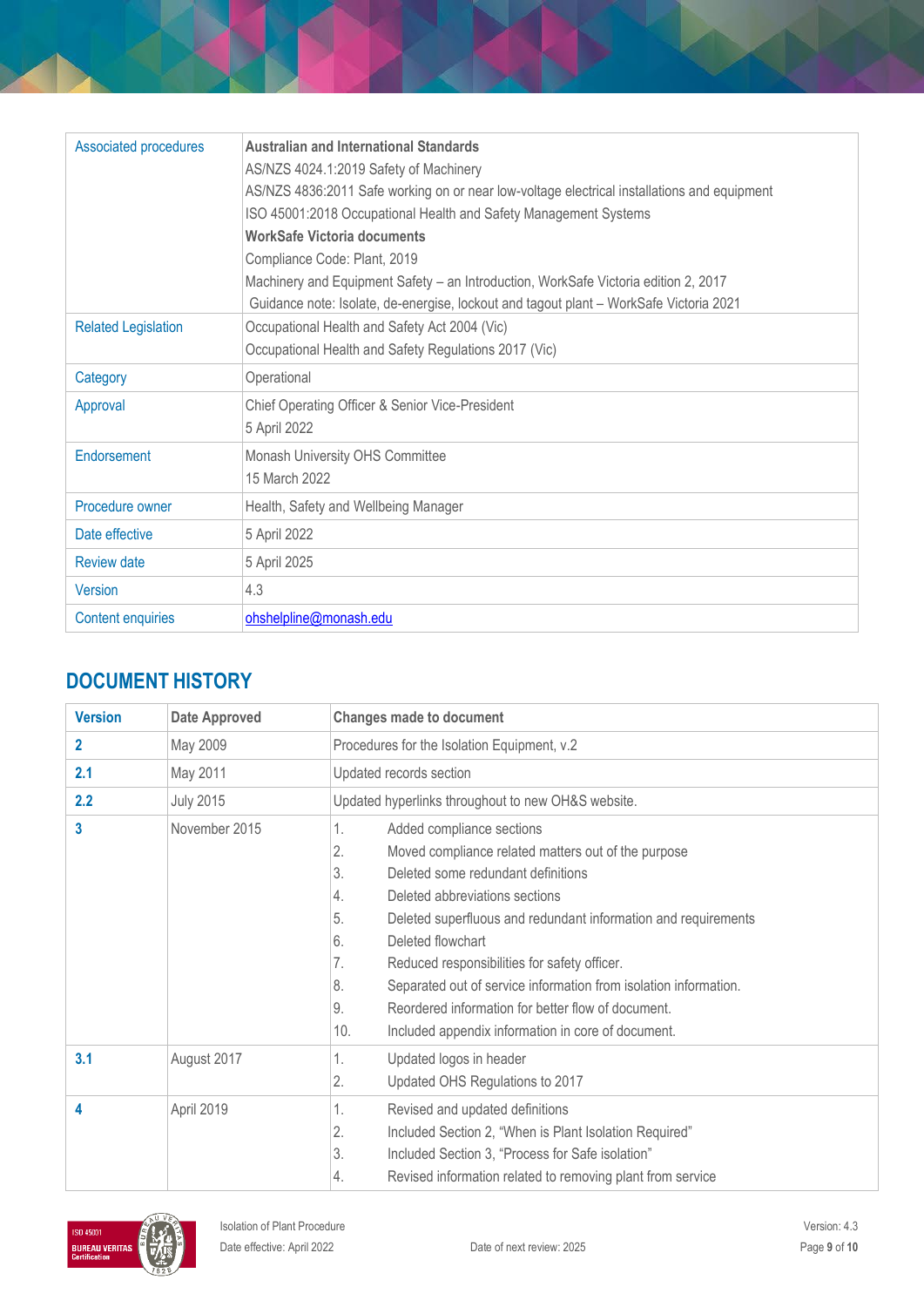| | |
|---|---|
| Associated procedures | **Australian and International Standards**<br>AS/NZS 4024.1:2019 Safety of Machinery<br>AS/NZS 4836:2011 Safe working on or near low-voltage electrical installations and equipment<br>ISO 45001:2018 Occupational Health and Safety Management Systems<br>**WorkSafe Victoria documents**<br>Compliance Code: Plant, 2019<br>Machinery and Equipment Safety – an Introduction, WorkSafe Victoria edition 2, 2017<br>Guidance note: Isolate, de-energise, lockout and tagout plant – WorkSafe Victoria 2021 |
| Related Legislation | Occupational Health and Safety Act 2004 (Vic)<br>Occupational Health and Safety Regulations 2017 (Vic) |
| Category | Operational |
| Approval | Chief Operating Officer & Senior Vice-President<br>5 April 2022 |
| Endorsement | Monash University OHS Committee<br>15 March 2022 |
| Procedure owner | Health, Safety and Wellbeing Manager |
| Date effective | 5 April 2022 |
| Review date | 5 April 2025 |
| Version | 4.3 |
| Content enquiries | ohshelpline@monash.edu |

## DOCUMENT HISTORY

| Version | Date Approved | Changes made to document |
|---|---|---|
| **2** | May 2009 | Procedures for the Isolation Equipment, v.2 |
| **2.1** | May 2011 | Updated records section |
| **2.2** | July 2015 | Updated hyperlinks throughout to new OH&S website. |
| **3** | November 2015 | 1. Added compliance sections<br>2. Moved compliance related matters out of the purpose<br>3. Deleted some redundant definitions<br>4. Deleted abbreviations sections<br>5. Deleted superfluous and redundant information and requirements<br>6. Deleted flowchart<br>7. Reduced responsibilities for safety officer.<br>8. Separated out of service information from isolation information.<br>9. Reordered information for better flow of document.<br>10. Included appendix information in core of document. |
| **3.1** | August 2017 | 1. Updated logos in header<br>2. Updated OHS Regulations to 2017 |
| **4** | April 2019 | 1. Revised and updated definitions<br>2. Included Section 2, "When is Plant Isolation Required"<br>3. Included Section 3, "Process for Safe isolation"<br>4. Revised information related to removing plant from service |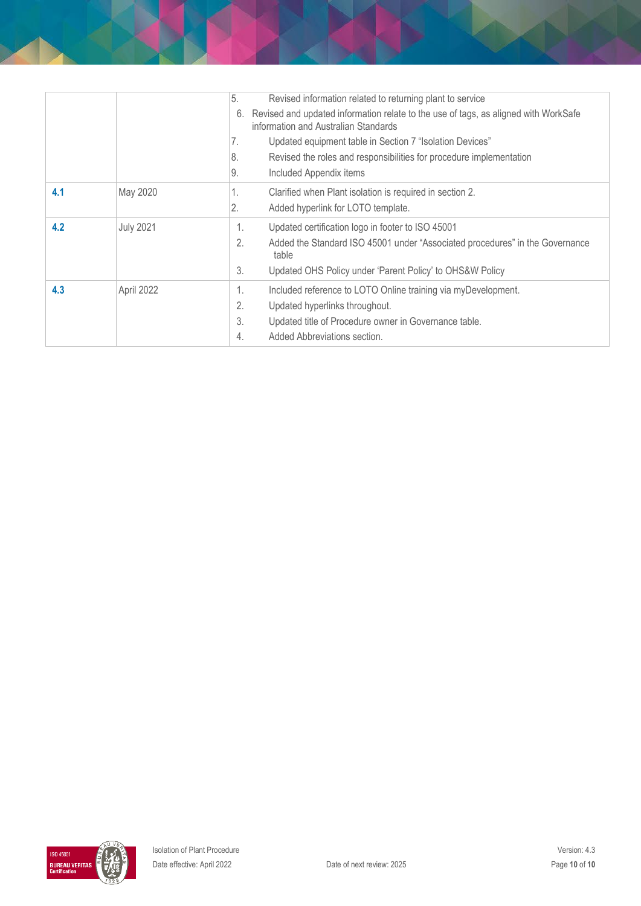| | | |
|---|---|---|
| | | 5. Revised information related to returning plant to service<br>6. Revised and updated information relate to the use of tags, as aligned with WorkSafe information and Australian Standards<br>7. Updated equipment table in Section 7 "Isolation Devices"<br>8. Revised the roles and responsibilities for procedure implementation<br>9. Included Appendix items |
| **4.1** | May 2020 | 1. Clarified when Plant isolation is required in section 2.<br>2. Added hyperlink for LOTO template. |
| **4.2** | July 2021 | 1. Updated certification logo in footer to ISO 45001<br>2. Added the Standard ISO 45001 under "Associated procedures" in the Governance table<br>3. Updated OHS Policy under 'Parent Policy' to OHS&W Policy |
| **4.3** | April 2022 | 1. Included reference to LOTO Online training via myDevelopment.<br>2. Updated hyperlinks throughout.<br>3. Updated title of Procedure owner in Governance table.<br>4. Added Abbreviations section. |